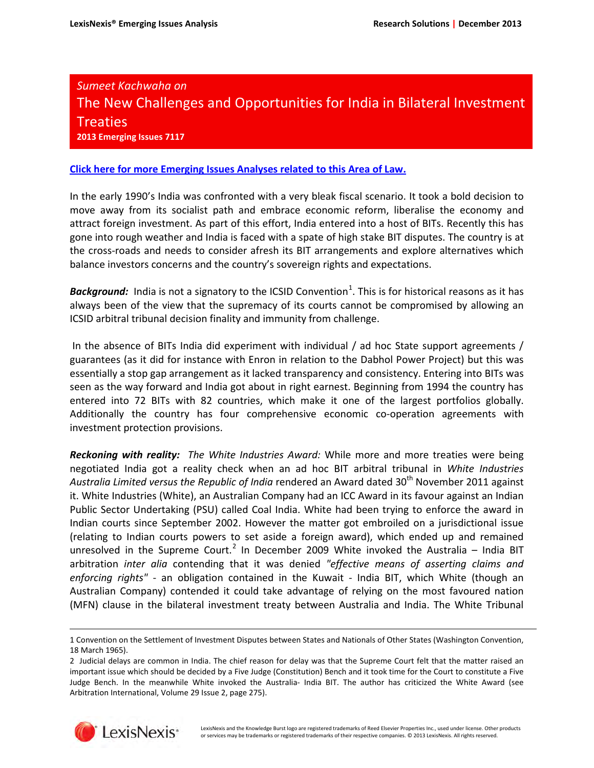# Sumeet Kachwaha on

## The New Challenges and Opportunities for India in Bilateral Investment Treaties

**2013 Emerging Issues 7117**

**Click here for more Emerging Issues Analyses related to this Area of Law.**

In the early 1990's India was confronted with a very bleak fiscal scenario. It took a bold decision to move away from its socialist path and embrace economic reform, liberalise the economy and attract foreign investment. As part of this effort, India entered into a host of BITs. Recently this has gone into rough weather and India is faced with a spate of high stake BIT disputes. The country is at the cross-roads and needs to consider afresh its BIT arrangements and explore alternatives which balance investors concerns and the country's sovereign rights and expectations.

***Background:*** India is not a signatory to the ICSID Convention[1]. This is for historical reasons as it has always been of the view that the supremacy of its courts cannot be compromised by allowing an ICSID arbitral tribunal decision finality and immunity from challenge.

In the absence of BITs India did experiment with individual / ad hoc State support agreements / guarantees (as it did for instance with Enron in relation to the Dabhol Power Project) but this was essentially a stop gap arrangement as it lacked transparency and consistency. Entering into BITs was seen as the way forward and India got about in right earnest. Beginning from 1994 the country has entered into 72 BITs with 82 countries, which make it one of the largest portfolios globally. Additionally the country has four comprehensive economic co-operation agreements with investment protection provisions.

***Reckoning with reality:*** *The White Industries Award:* While more and more treaties were being negotiated India got a reality check when an ad hoc BIT arbitral tribunal in *White Industries Australia Limited versus the Republic of India* rendered an Award dated 30th November 2011 against it. White Industries (White), an Australian Company had an ICC Award in its favour against an Indian Public Sector Undertaking (PSU) called Coal India. White had been trying to enforce the award in Indian courts since September 2002. However the matter got embroiled on a jurisdictional issue (relating to Indian courts powers to set aside a foreign award), which ended up and remained unresolved in the Supreme Court.[2] In December 2009 White invoked the Australia – India BIT arbitration *inter alia* contending that it was denied *"effective means of asserting claims and enforcing rights"* - an obligation contained in the Kuwait - India BIT, which White (though an Australian Company) contended it could take advantage of relying on the most favoured nation (MFN) clause in the bilateral investment treaty between Australia and India. The White Tribunal

---

1 Convention on the Settlement of Investment Disputes between States and Nationals of Other States (Washington Convention, 18 March 1965).

2 Judicial delays are common in India. The chief reason for delay was that the Supreme Court felt that the matter raised an important issue which should be decided by a Five Judge (Constitution) Bench and it took time for the Court to constitute a Five Judge Bench. In the meanwhile White invoked the Australia- India BIT. The author has criticized the White Award (see Arbitration International, Volume 29 Issue 2, page 275).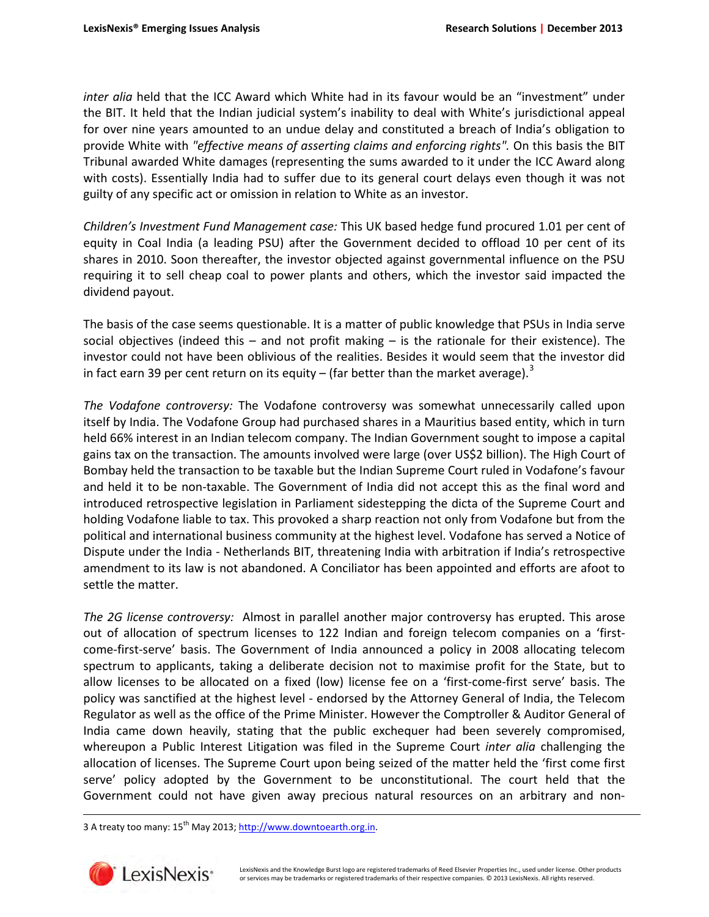*inter alia* held that the ICC Award which White had in its favour would be an "investment" under the BIT. It held that the Indian judicial system's inability to deal with White's jurisdictional appeal for over nine years amounted to an undue delay and constituted a breach of India's obligation to provide White with *"effective means of asserting claims and enforcing rights".* On this basis the BIT Tribunal awarded White damages (representing the sums awarded to it under the ICC Award along with costs). Essentially India had to suffer due to its general court delays even though it was not guilty of any specific act or omission in relation to White as an investor.

*Children's Investment Fund Management case:* This UK based hedge fund procured 1.01 per cent of equity in Coal India (a leading PSU) after the Government decided to offload 10 per cent of its shares in 2010. Soon thereafter, the investor objected against governmental influence on the PSU requiring it to sell cheap coal to power plants and others, which the investor said impacted the dividend payout.

The basis of the case seems questionable. It is a matter of public knowledge that PSUs in India serve social objectives (indeed this – and not profit making – is the rationale for their existence). The investor could not have been oblivious of the realities. Besides it would seem that the investor did in fact earn 39 per cent return on its equity – (far better than the market average).[3]

*The Vodafone controversy:* The Vodafone controversy was somewhat unnecessarily called upon itself by India. The Vodafone Group had purchased shares in a Mauritius based entity, which in turn held 66% interest in an Indian telecom company. The Indian Government sought to impose a capital gains tax on the transaction. The amounts involved were large (over US$2 billion). The High Court of Bombay held the transaction to be taxable but the Indian Supreme Court ruled in Vodafone's favour and held it to be non-taxable. The Government of India did not accept this as the final word and introduced retrospective legislation in Parliament sidestepping the dicta of the Supreme Court and holding Vodafone liable to tax. This provoked a sharp reaction not only from Vodafone but from the political and international business community at the highest level. Vodafone has served a Notice of Dispute under the India - Netherlands BIT, threatening India with arbitration if India's retrospective amendment to its law is not abandoned. A Conciliator has been appointed and efforts are afoot to settle the matter.

*The 2G license controversy:* Almost in parallel another major controversy has erupted. This arose out of allocation of spectrum licenses to 122 Indian and foreign telecom companies on a 'first-come-first-serve' basis. The Government of India announced a policy in 2008 allocating telecom spectrum to applicants, taking a deliberate decision not to maximise profit for the State, but to allow licenses to be allocated on a fixed (low) license fee on a 'first-come-first serve' basis. The policy was sanctified at the highest level - endorsed by the Attorney General of India, the Telecom Regulator as well as the office of the Prime Minister. However the Comptroller & Auditor General of India came down heavily, stating that the public exchequer had been severely compromised, whereupon a Public Interest Litigation was filed in the Supreme Court *inter alia* challenging the allocation of licenses. The Supreme Court upon being seized of the matter held the 'first come first serve' policy adopted by the Government to be unconstitutional. The court held that the Government could not have given away precious natural resources on an arbitrary and non-

---

3 A treaty too many: 15th May 2013; http://www.downtoearth.org.in.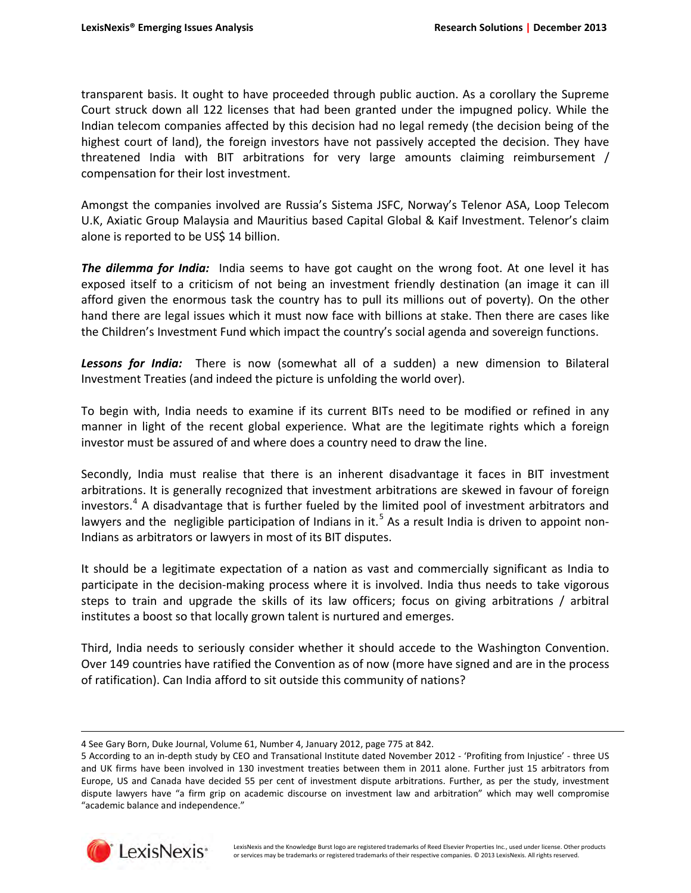transparent basis. It ought to have proceeded through public auction. As a corollary the Supreme Court struck down all 122 licenses that had been granted under the impugned policy. While the Indian telecom companies affected by this decision had no legal remedy (the decision being of the highest court of land), the foreign investors have not passively accepted the decision. They have threatened India with BIT arbitrations for very large amounts claiming reimbursement / compensation for their lost investment.

Amongst the companies involved are Russia's Sistema JSFC, Norway's Telenor ASA, Loop Telecom U.K, Axiatic Group Malaysia and Mauritius based Capital Global & Kaif Investment. Telenor's claim alone is reported to be US$ 14 billion.

***The dilemma for India:*** India seems to have got caught on the wrong foot. At one level it has exposed itself to a criticism of not being an investment friendly destination (an image it can ill afford given the enormous task the country has to pull its millions out of poverty). On the other hand there are legal issues which it must now face with billions at stake. Then there are cases like the Children's Investment Fund which impact the country's social agenda and sovereign functions.

***Lessons for India:*** There is now (somewhat all of a sudden) a new dimension to Bilateral Investment Treaties (and indeed the picture is unfolding the world over).

To begin with, India needs to examine if its current BITs need to be modified or refined in any manner in light of the recent global experience. What are the legitimate rights which a foreign investor must be assured of and where does a country need to draw the line.

Secondly, India must realise that there is an inherent disadvantage it faces in BIT investment arbitrations. It is generally recognized that investment arbitrations are skewed in favour of foreign investors.[4] A disadvantage that is further fueled by the limited pool of investment arbitrators and lawyers and the negligible participation of Indians in it.[5] As a result India is driven to appoint non-Indians as arbitrators or lawyers in most of its BIT disputes.

It should be a legitimate expectation of a nation as vast and commercially significant as India to participate in the decision-making process where it is involved. India thus needs to take vigorous steps to train and upgrade the skills of its law officers; focus on giving arbitrations / arbitral institutes a boost so that locally grown talent is nurtured and emerges.

Third, India needs to seriously consider whether it should accede to the Washington Convention. Over 149 countries have ratified the Convention as of now (more have signed and are in the process of ratification). Can India afford to sit outside this community of nations?

---

4 See Gary Born, Duke Journal, Volume 61, Number 4, January 2012, page 775 at 842.

5 According to an in-depth study by CEO and Transational Institute dated November 2012 - 'Profiting from Injustice' - three US and UK firms have been involved in 130 investment treaties between them in 2011 alone. Further just 15 arbitrators from Europe, US and Canada have decided 55 per cent of investment dispute arbitrations. Further, as per the study, investment dispute lawyers have "a firm grip on academic discourse on investment law and arbitration" which may well compromise "academic balance and independence."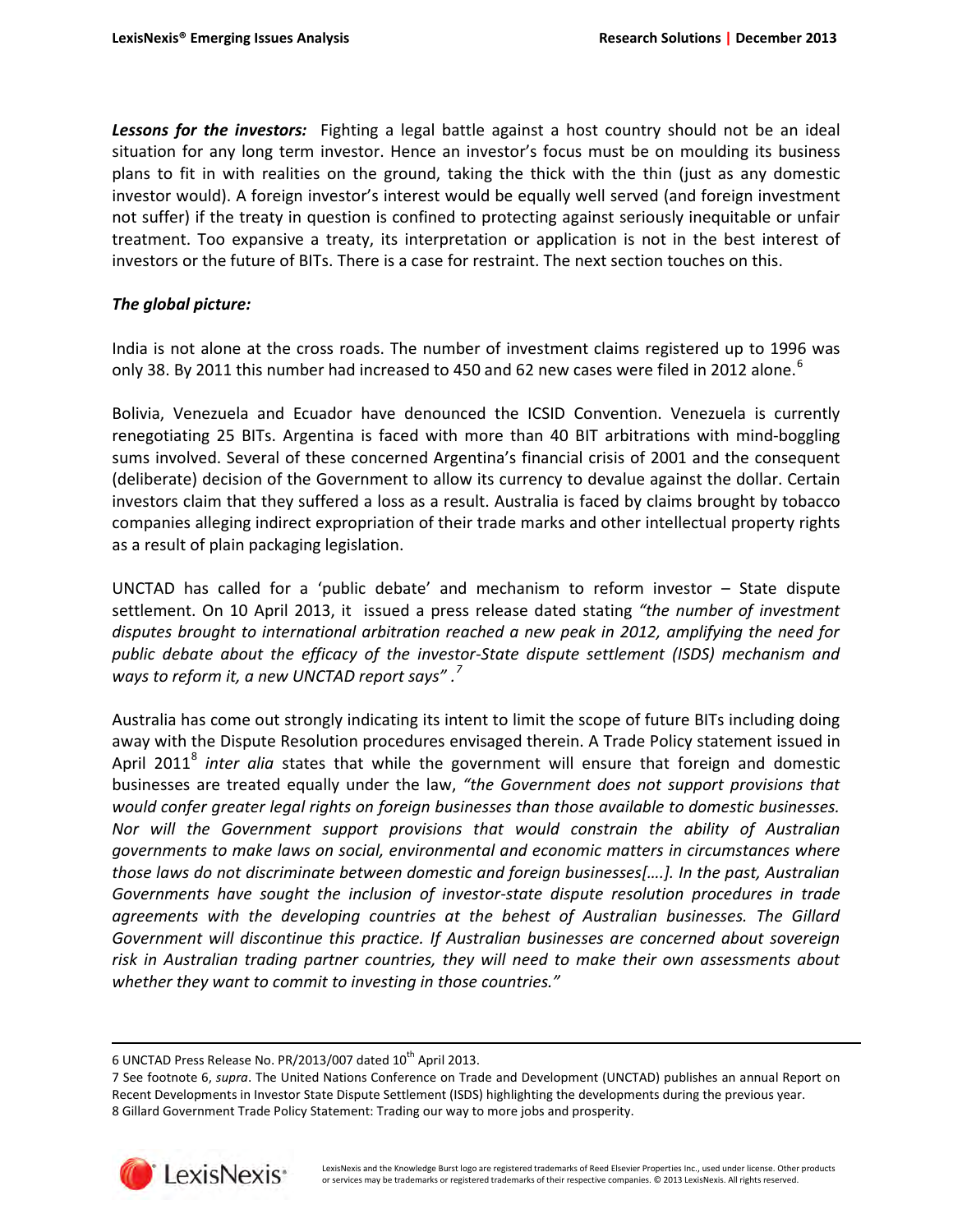***Lessons for the investors:*** Fighting a legal battle against a host country should not be an ideal situation for any long term investor. Hence an investor's focus must be on moulding its business plans to fit in with realities on the ground, taking the thick with the thin (just as any domestic investor would). A foreign investor's interest would be equally well served (and foreign investment not suffer) if the treaty in question is confined to protecting against seriously inequitable or unfair treatment. Too expansive a treaty, its interpretation or application is not in the best interest of investors or the future of BITs. There is a case for restraint. The next section touches on this.

***The global picture:***

India is not alone at the cross roads. The number of investment claims registered up to 1996 was only 38. By 2011 this number had increased to 450 and 62 new cases were filed in 2012 alone.[6]

Bolivia, Venezuela and Ecuador have denounced the ICSID Convention. Venezuela is currently renegotiating 25 BITs. Argentina is faced with more than 40 BIT arbitrations with mind-boggling sums involved. Several of these concerned Argentina's financial crisis of 2001 and the consequent (deliberate) decision of the Government to allow its currency to devalue against the dollar. Certain investors claim that they suffered a loss as a result. Australia is faced by claims brought by tobacco companies alleging indirect expropriation of their trade marks and other intellectual property rights as a result of plain packaging legislation.

UNCTAD has called for a 'public debate' and mechanism to reform investor – State dispute settlement. On 10 April 2013, it issued a press release dated stating *"the number of investment disputes brought to international arbitration reached a new peak in 2012, amplifying the need for public debate about the efficacy of the investor-State dispute settlement (ISDS) mechanism and ways to reform it, a new UNCTAD report says"* .[7]

Australia has come out strongly indicating its intent to limit the scope of future BITs including doing away with the Dispute Resolution procedures envisaged therein. A Trade Policy statement issued in April 2011[8] *inter alia* states that while the government will ensure that foreign and domestic businesses are treated equally under the law, *"the Government does not support provisions that would confer greater legal rights on foreign businesses than those available to domestic businesses. Nor will the Government support provisions that would constrain the ability of Australian governments to make laws on social, environmental and economic matters in circumstances where those laws do not discriminate between domestic and foreign businesses[….]. In the past, Australian Governments have sought the inclusion of investor-state dispute resolution procedures in trade agreements with the developing countries at the behest of Australian businesses. The Gillard Government will discontinue this practice. If Australian businesses are concerned about sovereign risk in Australian trading partner countries, they will need to make their own assessments about whether they want to commit to investing in those countries."*

---

6 UNCTAD Press Release No. PR/2013/007 dated 10th April 2013.

7 See footnote 6, *supra*. The United Nations Conference on Trade and Development (UNCTAD) publishes an annual Report on Recent Developments in Investor State Dispute Settlement (ISDS) highlighting the developments during the previous year.

8 Gillard Government Trade Policy Statement: Trading our way to more jobs and prosperity.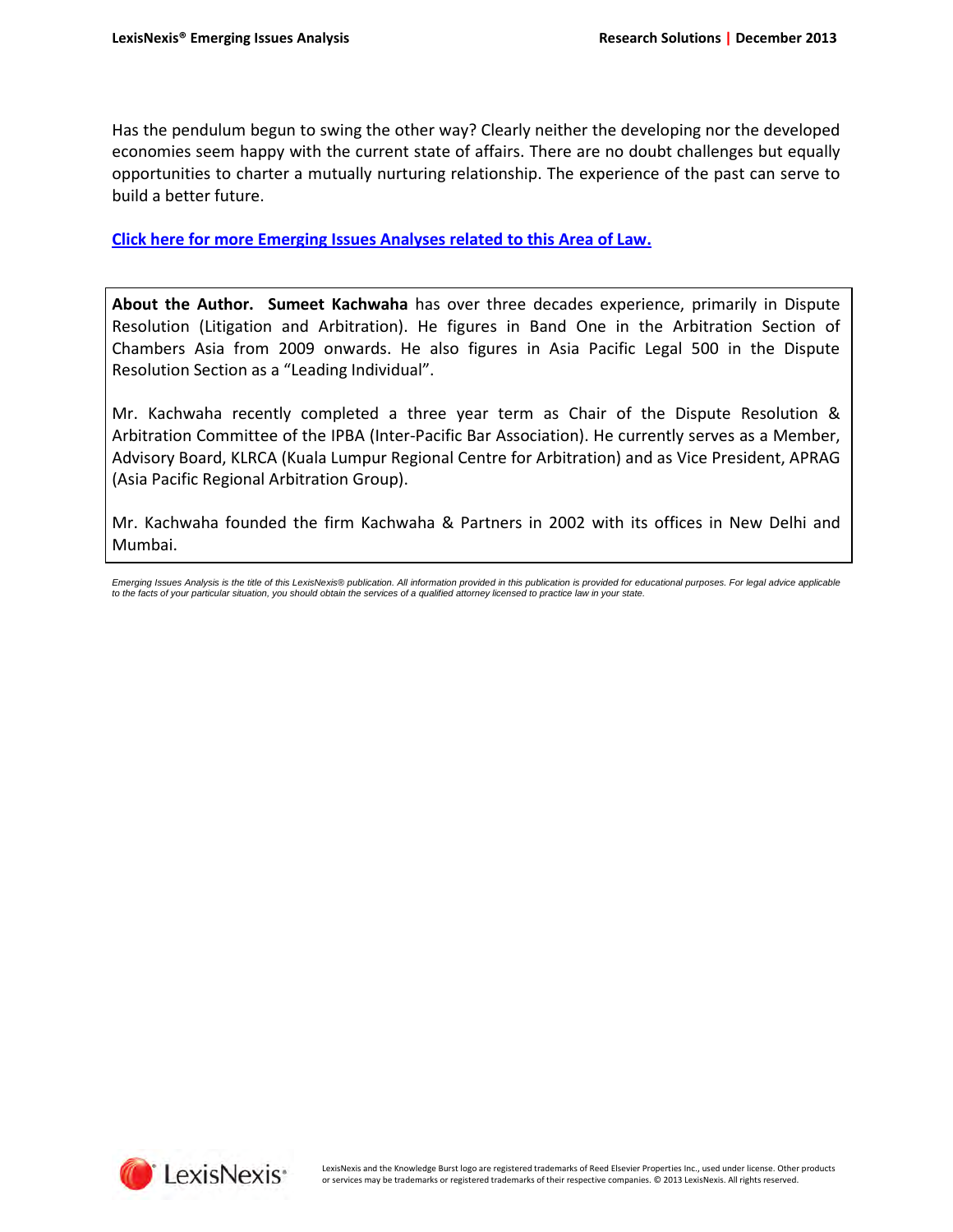Has the pendulum begun to swing the other way? Clearly neither the developing nor the developed economies seem happy with the current state of affairs. There are no doubt challenges but equally opportunities to charter a mutually nurturing relationship. The experience of the past can serve to build a better future.

**Click here for more Emerging Issues Analyses related to this Area of Law.**

**About the Author. Sumeet Kachwaha** has over three decades experience, primarily in Dispute Resolution (Litigation and Arbitration). He figures in Band One in the Arbitration Section of Chambers Asia from 2009 onwards. He also figures in Asia Pacific Legal 500 in the Dispute Resolution Section as a "Leading Individual".

Mr. Kachwaha recently completed a three year term as Chair of the Dispute Resolution & Arbitration Committee of the IPBA (Inter-Pacific Bar Association). He currently serves as a Member, Advisory Board, KLRCA (Kuala Lumpur Regional Centre for Arbitration) and as Vice President, APRAG (Asia Pacific Regional Arbitration Group).

Mr. Kachwaha founded the firm Kachwaha & Partners in 2002 with its offices in New Delhi and Mumbai.

*Emerging Issues Analysis is the title of this LexisNexis® publication. All information provided in this publication is provided for educational purposes. For legal advice applicable to the facts of your particular situation, you should obtain the services of a qualified attorney licensed to practice law in your state.*

LexisNexis and the Knowledge Burst logo are registered trademarks of Reed Elsevier Properties Inc., used under license. Other products or services may be trademarks or registered trademarks of their respective companies. © 2013 LexisNexis. All rights reserved.